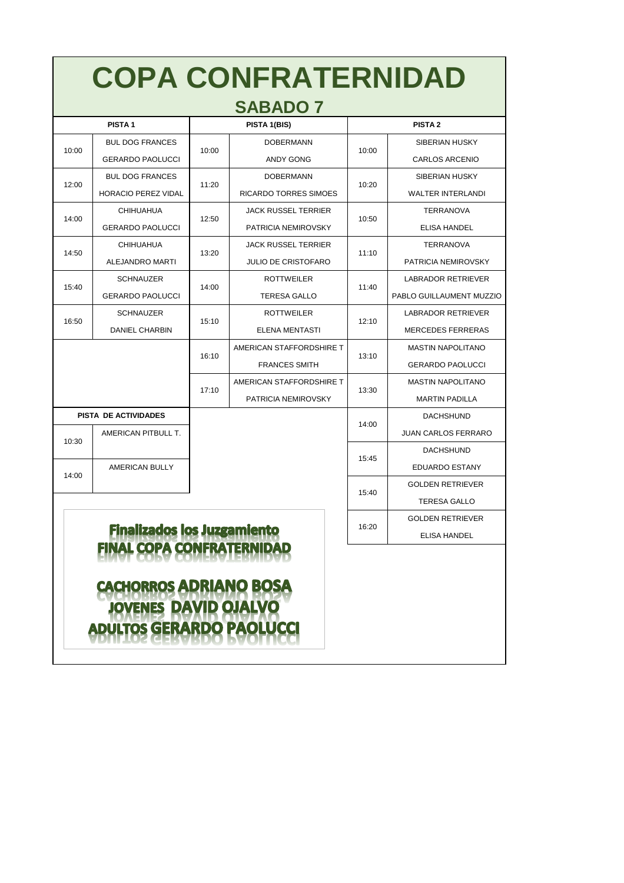# COPA CONFRATERNIDAD

## SABADO 7

| PISTA 1 | | PISTA 1(BIS) | | PISTA 2 | |
|---|---|---|---|---|---|
| 10:00 | BUL DOG FRANCES<br>GERARDO PAOLUCCI | 10:00 | DOBERMANN<br>ANDY GONG | 10:00 | SIBERIAN HUSKY<br>CARLOS ARCENIO |
| 12:00 | BUL DOG FRANCES<br>HORACIO PEREZ VIDAL | 11:20 | DOBERMANN<br>RICARDO TORRES SIMOES | 10:20 | SIBERIAN HUSKY<br>WALTER INTERLANDI |
| 14:00 | CHIHUAHUA<br>GERARDO PAOLUCCI | 12:50 | JACK RUSSEL TERRIER<br>PATRICIA NEMIROVSKY | 10:50 | TERRANOVA<br>ELISA HANDEL |
| 14:50 | CHIHUAHUA<br>ALEJANDRO MARTI | 13:20 | JACK RUSSEL TERRIER<br>JULIO DE CRISTOFARO | 11:10 | TERRANOVA<br>PATRICIA NEMIROVSKY |
| 15:40 | SCHNAUZER<br>GERARDO PAOLUCCI | 14:00 | ROTTWEILER<br>TERESA GALLO | 11:40 | LABRADOR RETRIEVER<br>PABLO GUILLAUMENT MUZZIO |
| 16:50 | SCHNAUZER<br>DANIEL CHARBIN | 15:10 | ROTTWEILER<br>ELENA MENTASTI | 12:10 | LABRADOR RETRIEVER<br>MERCEDES FERRERAS |
| | | 16:10 | AMERICAN STAFFORDSHIRE T<br>FRANCES SMITH | 13:10 | MASTIN NAPOLITANO<br>GERARDO PAOLUCCI |
| | | 17:10 | AMERICAN STAFFORDSHIRE T<br>PATRICIA NEMIROVSKY | 13:30 | MASTIN NAPOLITANO<br>MARTIN PADILLA |
| | | | | 14:00 | DACHSHUND<br>JUAN CARLOS FERRARO |
| | | | | 15:45 | DACHSHUND<br>EDUARDO ESTANY |
| | | | | 15:40 | GOLDEN RETRIEVER<br>TERESA GALLO |
| | | | | 16:20 | GOLDEN RETRIEVER<br>ELISA HANDEL |

| PISTA DE ACTIVIDADES | |
|---|---|
| 10:30 | AMERICAN PITBULL T. |
| 14:00 | AMERICAN BULLY |

**Finalizados los Juzgamiento**
**FINAL COPA CONFRATERNIDAD**

**CACHORROS ADRIANO BOSA**
**JOVENES DAVID OJALVO**
**ADULTOS GERARDO PAOLUCCI**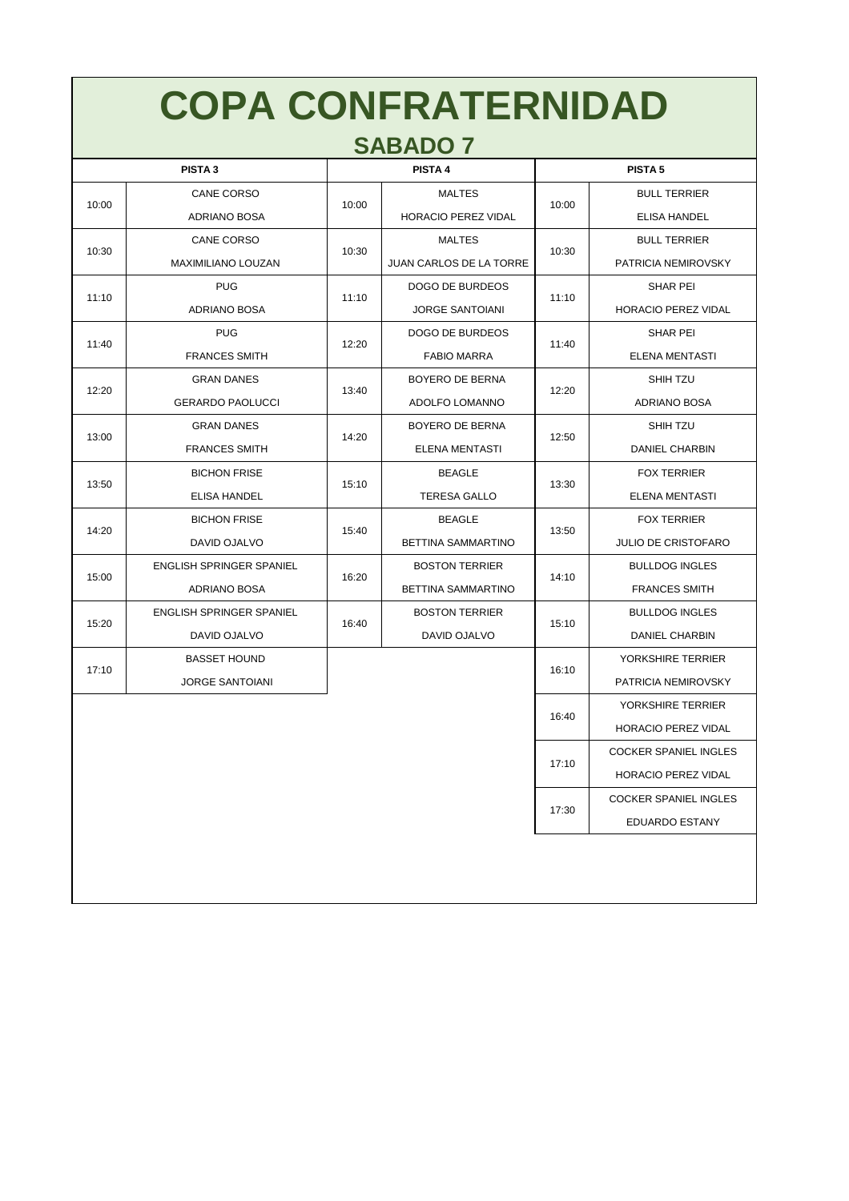# COPA CONFRATERNIDAD

## SABADO 7

| PISTA 3 | | PISTA 4 | | PISTA 5 | |
|---|---|---|---|---|---|
| 10:00 | CANE CORSO<br>ADRIANO BOSA | 10:00 | MALTES<br>HORACIO PEREZ VIDAL | 10:00 | BULL TERRIER<br>ELISA HANDEL |
| 10:30 | CANE CORSO<br>MAXIMILIANO LOUZAN | 10:30 | MALTES<br>JUAN CARLOS DE LA TORRE | 10:30 | BULL TERRIER<br>PATRICIA NEMIROVSKY |
| 11:10 | PUG<br>ADRIANO BOSA | 11:10 | DOGO DE BURDEOS<br>JORGE SANTOIANI | 11:10 | SHAR PEI<br>HORACIO PEREZ VIDAL |
| 11:40 | PUG<br>FRANCES SMITH | 12:20 | DOGO DE BURDEOS<br>FABIO MARRA | 11:40 | SHAR PEI<br>ELENA MENTASTI |
| 12:20 | GRAN DANES<br>GERARDO PAOLUCCI | 13:40 | BOYERO DE BERNA<br>ADOLFO LOMANNO | 12:20 | SHIH TZU<br>ADRIANO BOSA |
| 13:00 | GRAN DANES<br>FRANCES SMITH | 14:20 | BOYERO DE BERNA<br>ELENA MENTASTI | 12:50 | SHIH TZU<br>DANIEL CHARBIN |
| 13:50 | BICHON FRISE<br>ELISA HANDEL | 15:10 | BEAGLE<br>TERESA GALLO | 13:30 | FOX TERRIER<br>ELENA MENTASTI |
| 14:20 | BICHON FRISE<br>DAVID OJALVO | 15:40 | BEAGLE<br>BETTINA SAMMARTINO | 13:50 | FOX TERRIER<br>JULIO DE CRISTOFARO |
| 15:00 | ENGLISH SPRINGER SPANIEL<br>ADRIANO BOSA | 16:20 | BOSTON TERRIER<br>BETTINA SAMMARTINO | 14:10 | BULLDOG INGLES<br>FRANCES SMITH |
| 15:20 | ENGLISH SPRINGER SPANIEL<br>DAVID OJALVO | 16:40 | BOSTON TERRIER<br>DAVID OJALVO | 15:10 | BULLDOG INGLES<br>DANIEL CHARBIN |
| 17:10 | BASSET HOUND<br>JORGE SANTOIANI | | | 16:10 | YORKSHIRE TERRIER<br>PATRICIA NEMIROVSKY |
| | | | | 16:40 | YORKSHIRE TERRIER<br>HORACIO PEREZ VIDAL |
| | | | | 17:10 | COCKER SPANIEL INGLES<br>HORACIO PEREZ VIDAL |
| | | | | 17:30 | COCKER SPANIEL INGLES<br>EDUARDO ESTANY |